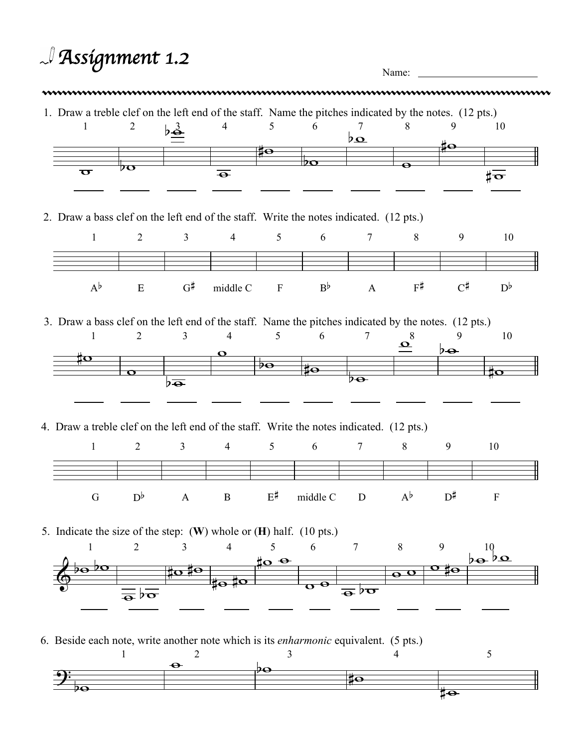# Assignment 1.2

Name: ______________________

1. Draw a treble clef on the left end of the staff. Name the pitches indicated by the notes. (12 pts.)

| 1 | 2 | 3 | 4 | 5 | 6 | 7 | 8 | 9 | 10 |
|---|---|---|---|---|---|---|---|---|---|
| _____ | _____ | _____ | _____ | _____ | _____ | _____ | _____ | _____ | _____ |

2. Draw a bass clef on the left end of the staff. Write the notes indicated. (12 pts.)

| 1 | 2 | 3 | 4 | 5 | 6 | 7 | 8 | 9 | 10 |
|---|---|---|---|---|---|---|---|---|---|
| A♭ | E | G♯ | middle C | F | B♭ | A | F♯ | C♯ | D♭ |

3. Draw a bass clef on the left end of the staff. Name the pitches indicated by the notes. (12 pts.)

| 1 | 2 | 3 | 4 | 5 | 6 | 7 | 8 | 9 | 10 |
|---|---|---|---|---|---|---|---|---|---|
| _____ | _____ | _____ | _____ | _____ | _____ | _____ | _____ | _____ | _____ |

4. Draw a treble clef on the left end of the staff. Write the notes indicated. (12 pts.)

| 1 | 2 | 3 | 4 | 5 | 6 | 7 | 8 | 9 | 10 |
|---|---|---|---|---|---|---|---|---|---|
| G | D♭ | A | B | E♯ | middle C | D | A♭ | D♯ | F |

5. Indicate the size of the step: (**W**) whole or (**H**) half. (10 pts.)

| 1 | 2 | 3 | 4 | 5 | 6 | 7 | 8 | 9 | 10 |
|---|---|---|---|---|---|---|---|---|---|
| _____ | _____ | _____ | _____ | _____ | _____ | _____ | _____ | _____ | _____ |

6. Beside each note, write another note which is its *enharmonic* equivalent. (5 pts.)

| 1 | 2 | 3 | 4 | 5 |
|---|---|---|---|---|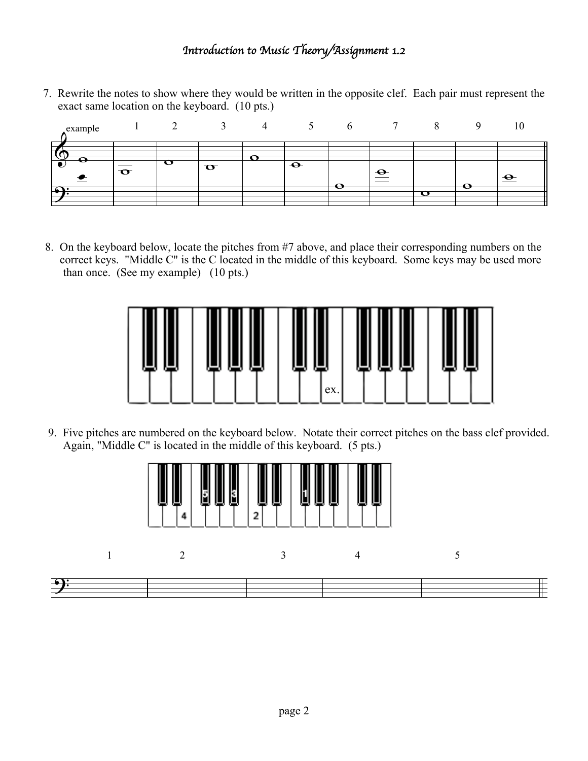# *Introduction to Music Theory/Assignment 1.2*

7. Rewrite the notes to show where they would be written in the opposite clef. Each pair must represent the exact same location on the keyboard. (10 pts.)

example 1 2 3 4 5 6 7 8 9 10

8. On the keyboard below, locate the pitches from #7 above, and place their corresponding numbers on the correct keys. "Middle C" is the C located in the middle of this keyboard. Some keys may be used more than once. (See my example) (10 pts.)

ex.

9. Five pitches are numbered on the keyboard below. Notate their correct pitches on the bass clef provided. Again, "Middle C" is located in the middle of this keyboard. (5 pts.)

5 3 1 4 2

1 2 3 4 5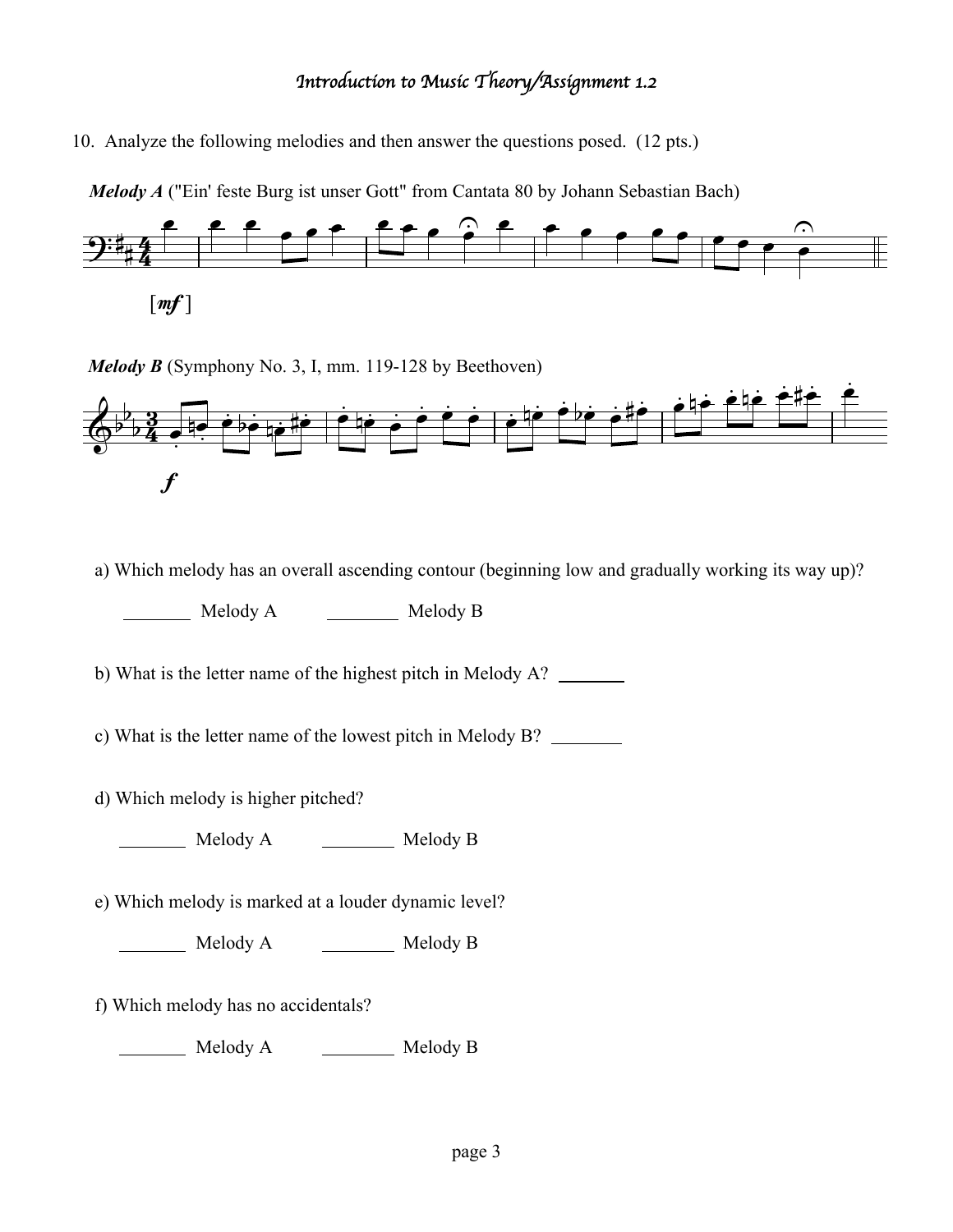10. Analyze the following melodies and then answer the questions posed. (12 pts.)

***Melody A*** ("Ein' feste Burg ist unser Gott" from Cantata 80 by Johann Sebastian Bach)

[*mf*]

***Melody B*** (Symphony No. 3, I, mm. 119-128 by Beethoven)

*f*

a) Which melody has an overall ascending contour (beginning low and gradually working its way up)?

_______ Melody A    _______ Melody B

b) What is the letter name of the highest pitch in Melody A? _______

c) What is the letter name of the lowest pitch in Melody B? _______

d) Which melody is higher pitched?

_______ Melody A    _______ Melody B

e) Which melody is marked at a louder dynamic level?

_______ Melody A    _______ Melody B

f) Which melody has no accidentals?

_______ Melody A    _______ Melody B